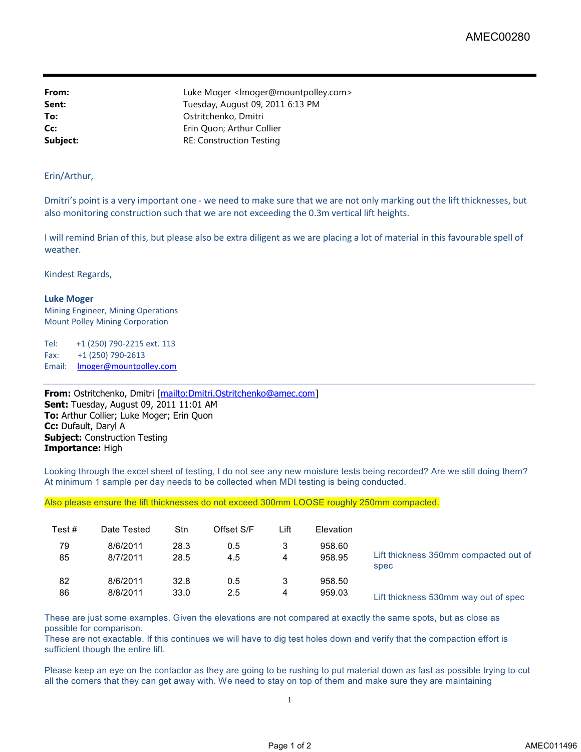**From:** Luke Moger <lmoger@mountpolley.com>
**Sent:** Tuesday, August 09, 2011 6:13 PM
**To:** Ostritchenko, Dmitri
**Cc:** Erin Quon; Arthur Collier
**Subject:** RE: Construction Testing

Erin/Arthur,

Dmitri's point is a very important one - we need to make sure that we are not only marking out the lift thicknesses, but also monitoring construction such that we are not exceeding the 0.3m vertical lift heights.

I will remind Brian of this, but please also be extra diligent as we are placing a lot of material in this favourable spell of weather.

Kindest Regards,

**Luke Moger**
Mining Engineer, Mining Operations
Mount Polley Mining Corporation

Tel: +1 (250) 790-2215 ext. 113
Fax: +1 (250) 790-2613
Email: lmoger@mountpolley.com

---

**From:** Ostritchenko, Dmitri [mailto:Dmitri.Ostritchenko@amec.com]
**Sent:** Tuesday, August 09, 2011 11:01 AM
**To:** Arthur Collier; Luke Moger; Erin Quon
**Cc:** Dufault, Daryl A
**Subject:** Construction Testing
**Importance:** High

Looking through the excel sheet of testing, I do not see any new moisture tests being recorded? Are we still doing them? At minimum 1 sample per day needs to be collected when MDI testing is being conducted.

Also please ensure the lift thicknesses do not exceed 300mm LOOSE roughly 250mm compacted.

| Test # | Date Tested | Stn | Offset S/F | Lift | Elevation | |
|---|---|---|---|---|---|---|
| 79 | 8/6/2011 | 28.3 | 0.5 | 3 | 958.60 | |
| 85 | 8/7/2011 | 28.5 | 4.5 | 4 | 958.95 | Lift thickness 350mm compacted out of spec |
| 82 | 8/6/2011 | 32.8 | 0.5 | 3 | 958.50 | |
| 86 | 8/8/2011 | 33.0 | 2.5 | 4 | 959.03 | Lift thickness 530mm way out of spec |

These are just some examples. Given the elevations are not compared at exactly the same spots, but as close as possible for comparison.
These are not exactable. If this continues we will have to dig test holes down and verify that the compaction effort is sufficient though the entire lift.

Please keep an eye on the contactor as they are going to be rushing to put material down as fast as possible trying to cut all the corners that they can get away with. We need to stay on top of them and make sure they are maintaining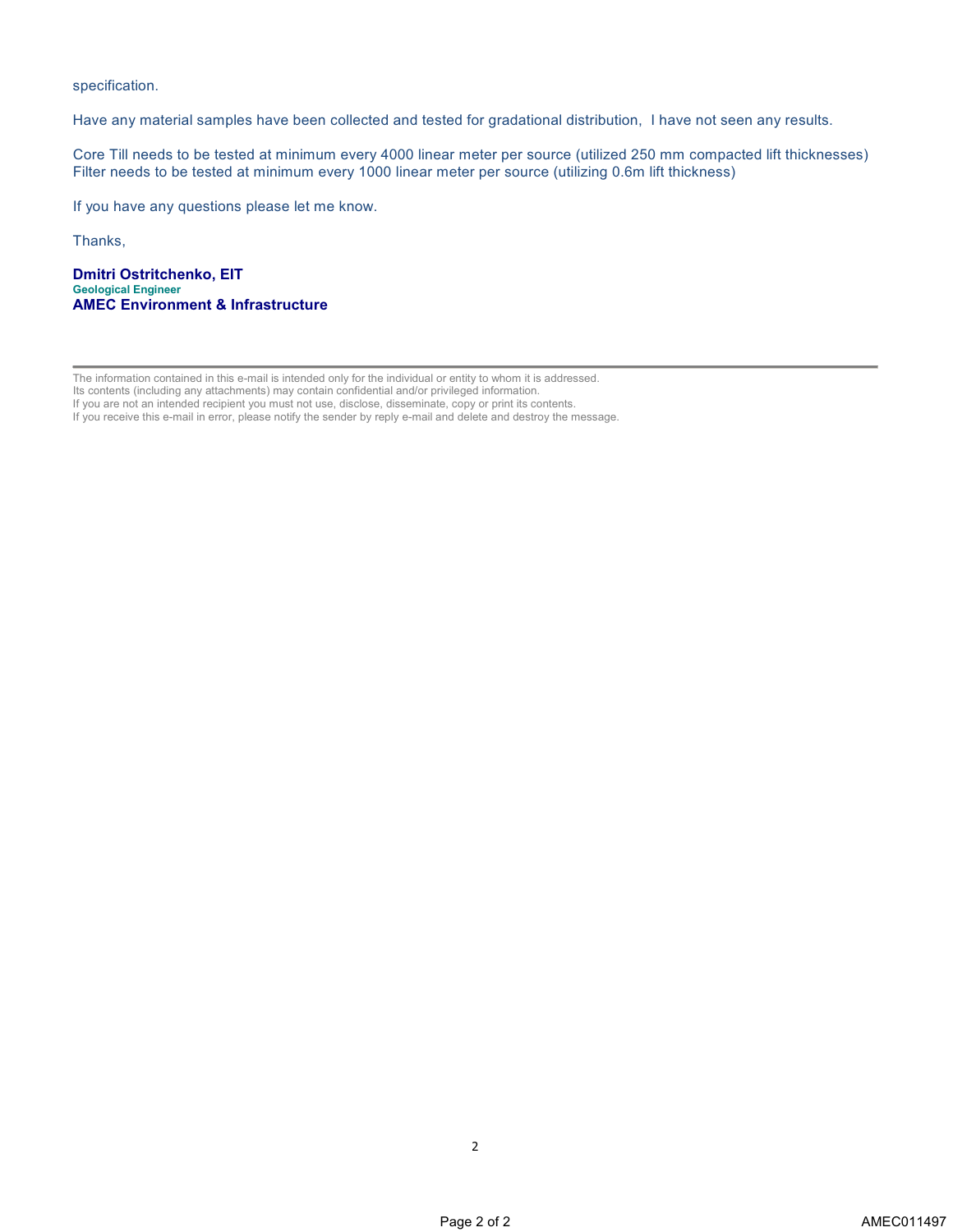specification.

Have any material samples have been collected and tested for gradational distribution,  I have not seen any results.

Core Till needs to be tested at minimum every 4000 linear meter per source (utilized 250 mm compacted lift thicknesses)
Filter needs to be tested at minimum every 1000 linear meter per source (utilizing 0.6m lift thickness)

If you have any questions please let me know.

Thanks,

**Dmitri Ostritchenko, EIT**
**Geological Engineer**
**AMEC Environment & Infrastructure**

---

The information contained in this e-mail is intended only for the individual or entity to whom it is addressed.
Its contents (including any attachments) may contain confidential and/or privileged information.
If you are not an intended recipient you must not use, disclose, disseminate, copy or print its contents.
If you receive this e-mail in error, please notify the sender by reply e-mail and delete and destroy the message.

AMEC011497